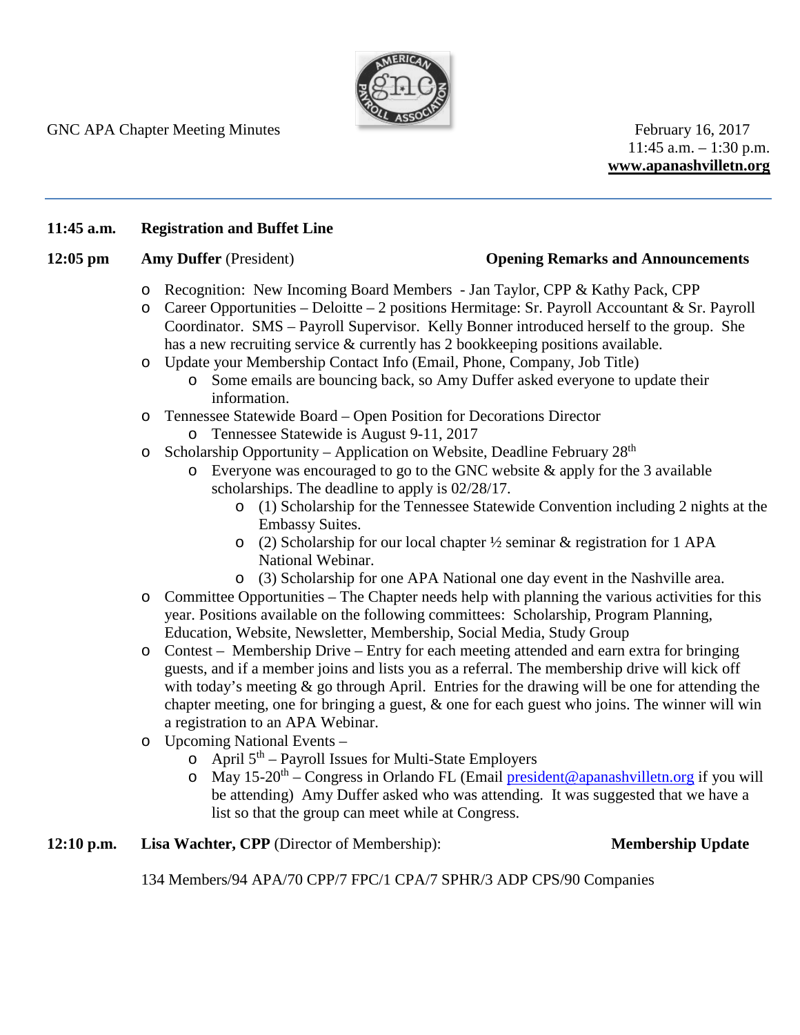GNC APA Chapter Meeting Minutes

February 16, 2017
11:45 a.m. – 1:30 p.m.
**www.apanashvilletn.org**

---

**11:45 a.m.** **Registration and Buffet Line**

**12:05 pm** **Amy Duffer** (President) **Opening Remarks and Announcements**

- Recognition: New Incoming Board Members - Jan Taylor, CPP & Kathy Pack, CPP
- Career Opportunities – Deloitte – 2 positions Hermitage: Sr. Payroll Accountant & Sr. Payroll Coordinator. SMS – Payroll Supervisor. Kelly Bonner introduced herself to the group. She has a new recruiting service & currently has 2 bookkeeping positions available.
- Update your Membership Contact Info (Email, Phone, Company, Job Title)
  - Some emails are bouncing back, so Amy Duffer asked everyone to update their information.
- Tennessee Statewide Board – Open Position for Decorations Director
  - Tennessee Statewide is August 9-11, 2017
- Scholarship Opportunity – Application on Website, Deadline February 28th
  - Everyone was encouraged to go to the GNC website & apply for the 3 available scholarships. The deadline to apply is 02/28/17.
    - (1) Scholarship for the Tennessee Statewide Convention including 2 nights at the Embassy Suites.
    - (2) Scholarship for our local chapter ½ seminar & registration for 1 APA National Webinar.
    - (3) Scholarship for one APA National one day event in the Nashville area.
- Committee Opportunities – The Chapter needs help with planning the various activities for this year. Positions available on the following committees: Scholarship, Program Planning, Education, Website, Newsletter, Membership, Social Media, Study Group
- Contest – Membership Drive – Entry for each meeting attended and earn extra for bringing guests, and if a member joins and lists you as a referral. The membership drive will kick off with today's meeting & go through April. Entries for the drawing will be one for attending the chapter meeting, one for bringing a guest, & one for each guest who joins. The winner will win a registration to an APA Webinar.
- Upcoming National Events –
  - April 5th – Payroll Issues for Multi-State Employers
  - May 15-20th – Congress in Orlando FL (Email president@apanashvilletn.org if you will be attending) Amy Duffer asked who was attending. It was suggested that we have a list so that the group can meet while at Congress.

**12:10 p.m.** **Lisa Wachter, CPP** (Director of Membership): **Membership Update**

134 Members/94 APA/70 CPP/7 FPC/1 CPA/7 SPHR/3 ADP CPS/90 Companies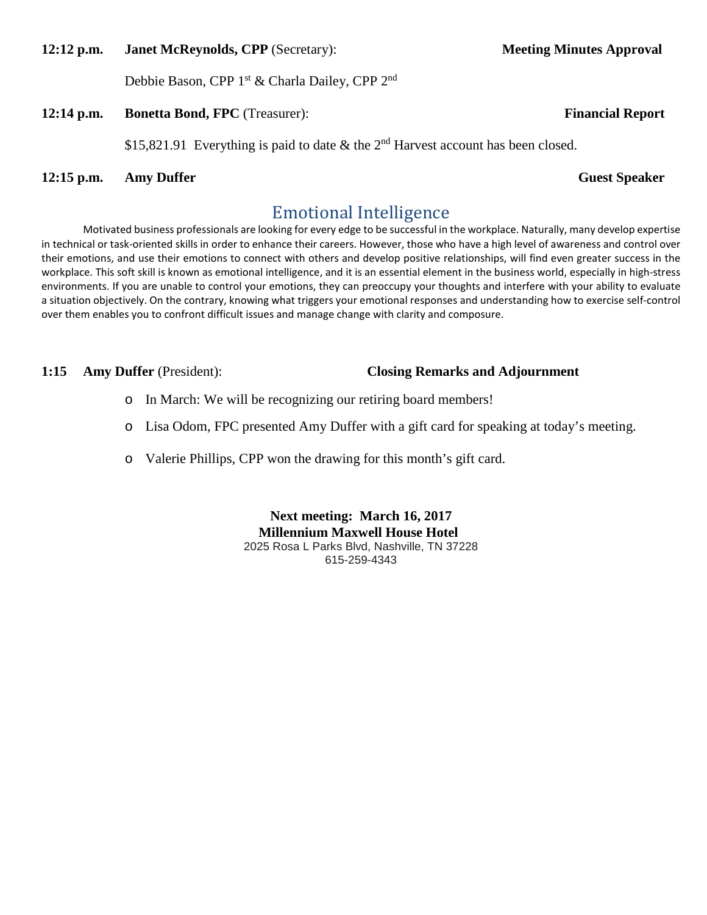**12:12 p.m.** **Janet McReynolds, CPP** (Secretary): **Meeting Minutes Approval**

Debbie Bason, CPP 1st & Charla Dailey, CPP 2nd

**12:14 p.m.** **Bonetta Bond, FPC** (Treasurer): **Financial Report**

$15,821.91 Everything is paid to date & the 2nd Harvest account has been closed.

**12:15 p.m.** **Amy Duffer** **Guest Speaker**

## Emotional Intelligence

Motivated business professionals are looking for every edge to be successful in the workplace. Naturally, many develop expertise in technical or task-oriented skills in order to enhance their careers. However, those who have a high level of awareness and control over their emotions, and use their emotions to connect with others and develop positive relationships, will find even greater success in the workplace. This soft skill is known as emotional intelligence, and it is an essential element in the business world, especially in high-stress environments. If you are unable to control your emotions, they can preoccupy your thoughts and interfere with your ability to evaluate a situation objectively. On the contrary, knowing what triggers your emotional responses and understanding how to exercise self-control over them enables you to confront difficult issues and manage change with clarity and composure.

**1:15** **Amy Duffer** (President): **Closing Remarks and Adjournment**

- In March: We will be recognizing our retiring board members!
- Lisa Odom, FPC presented Amy Duffer with a gift card for speaking at today's meeting.
- Valerie Phillips, CPP won the drawing for this month's gift card.

**Next meeting: March 16, 2017**
**Millennium Maxwell House Hotel**
2025 Rosa L Parks Blvd, Nashville, TN 37228
615-259-4343